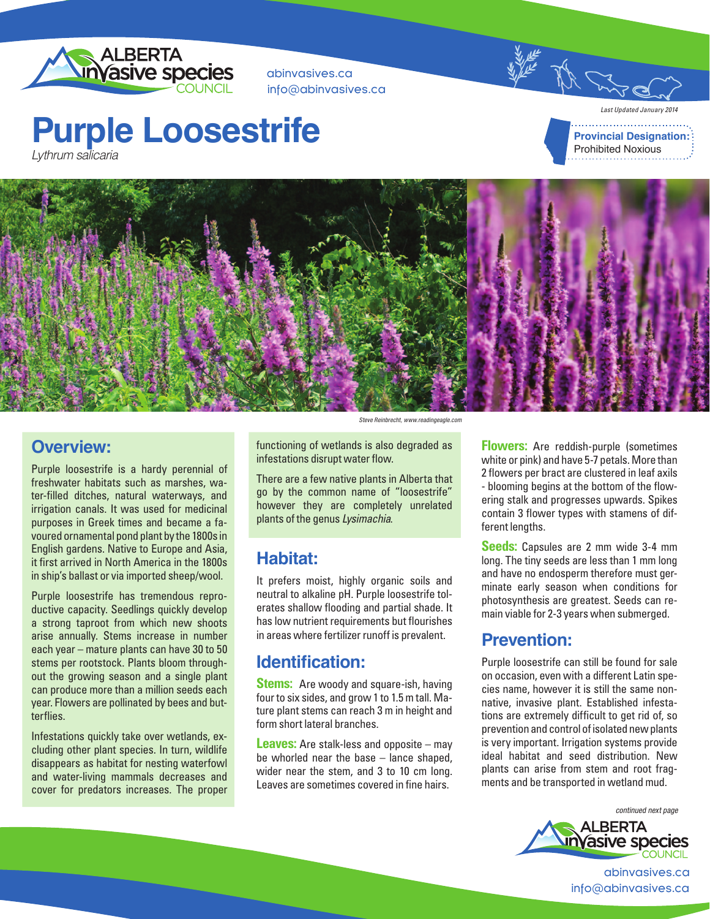abinvasives.ca
info@abinvasives.ca

*Last Updated January 2014*

# Purple Loosestrife

*Lythrum salicaria*

**Provincial Designation:** Prohibited Noxious

*Steve Reinbrecht, www.readingeagle.com*

## Overview:

Purple loosestrife is a hardy perennial of freshwater habitats such as marshes, water-filled ditches, natural waterways, and irrigation canals. It was used for medicinal purposes in Greek times and became a favoured ornamental pond plant by the 1800s in English gardens. Native to Europe and Asia, it first arrived in North America in the 1800s in ship's ballast or via imported sheep/wool.

Purple loosestrife has tremendous reproductive capacity. Seedlings quickly develop a strong taproot from which new shoots arise annually. Stems increase in number each year – mature plants can have 30 to 50 stems per rootstock. Plants bloom throughout the growing season and a single plant can produce more than a million seeds each year. Flowers are pollinated by bees and butterflies.

Infestations quickly take over wetlands, excluding other plant species. In turn, wildlife disappears as habitat for nesting waterfowl and water-living mammals decreases and cover for predators increases. The proper functioning of wetlands is also degraded as infestations disrupt water flow.

There are a few native plants in Alberta that go by the common name of "loosestrife" however they are completely unrelated plants of the genus *Lysimachia*.

## Habitat:

It prefers moist, highly organic soils and neutral to alkaline pH. Purple loosestrife tolerates shallow flooding and partial shade. It has low nutrient requirements but flourishes in areas where fertilizer runoff is prevalent.

## Identification:

**Stems:** Are woody and square-ish, having four to six sides, and grow 1 to 1.5 m tall. Mature plant stems can reach 3 m in height and form short lateral branches.

**Leaves:** Are stalk-less and opposite – may be whorled near the base – lance shaped, wider near the stem, and 3 to 10 cm long. Leaves are sometimes covered in fine hairs.

**Flowers:** Are reddish-purple (sometimes white or pink) and have 5-7 petals. More than 2 flowers per bract are clustered in leaf axils - blooming begins at the bottom of the flowering stalk and progresses upwards. Spikes contain 3 flower types with stamens of different lengths.

**Seeds:** Capsules are 2 mm wide 3-4 mm long. The tiny seeds are less than 1 mm long and have no endosperm therefore must germinate early season when conditions for photosynthesis are greatest. Seeds can remain viable for 2-3 years when submerged.

## Prevention:

Purple loosestrife can still be found for sale on occasion, even with a different Latin species name, however it is still the same non-native, invasive plant. Established infestations are extremely difficult to get rid of, so prevention and control of isolated new plants is very important. Irrigation systems provide ideal habitat and seed distribution. New plants can arise from stem and root fragments and be transported in wetland mud.

*continued next page*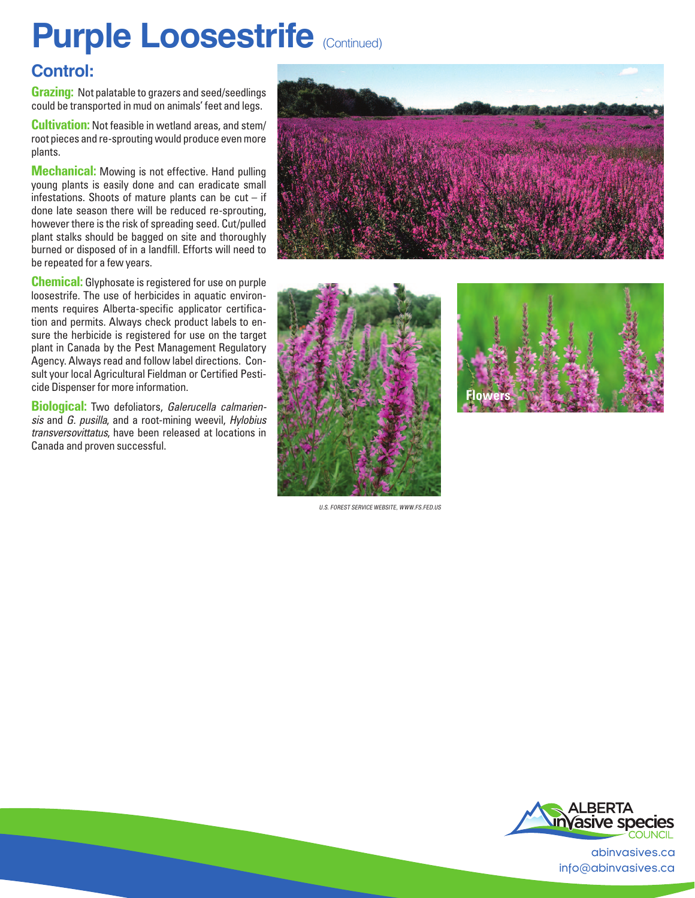# Purple Loosestrife (Continued)

## Control:

**Grazing:** Not palatable to grazers and seed/seedlings could be transported in mud on animals' feet and legs.

**Cultivation:** Not feasible in wetland areas, and stem/root pieces and re-sprouting would produce even more plants.

**Mechanical:** Mowing is not effective. Hand pulling young plants is easily done and can eradicate small infestations. Shoots of mature plants can be cut – if done late season there will be reduced re-sprouting, however there is the risk of spreading seed. Cut/pulled plant stalks should be bagged on site and thoroughly burned or disposed of in a landfill. Efforts will need to be repeated for a few years.

**Chemical:** Glyphosate is registered for use on purple loosestrife. The use of herbicides in aquatic environments requires Alberta-specific applicator certification and permits. Always check product labels to ensure the herbicide is registered for use on the target plant in Canada by the Pest Management Regulatory Agency. Always read and follow label directions. Consult your local Agricultural Fieldman or Certified Pesticide Dispenser for more information.

**Biological:** Two defoliators, *Galerucella calmariensis* and *G. pusilla*, and a root-mining weevil, *Hylobius transversovittatus*, have been released at locations in Canada and proven successful.

Flowers

U.S. FOREST SERVICE WEBSITE, WWW.FS.FED.US

ALBERTA invasive species COUNCIL

abinvasives.ca
info@abinvasives.ca